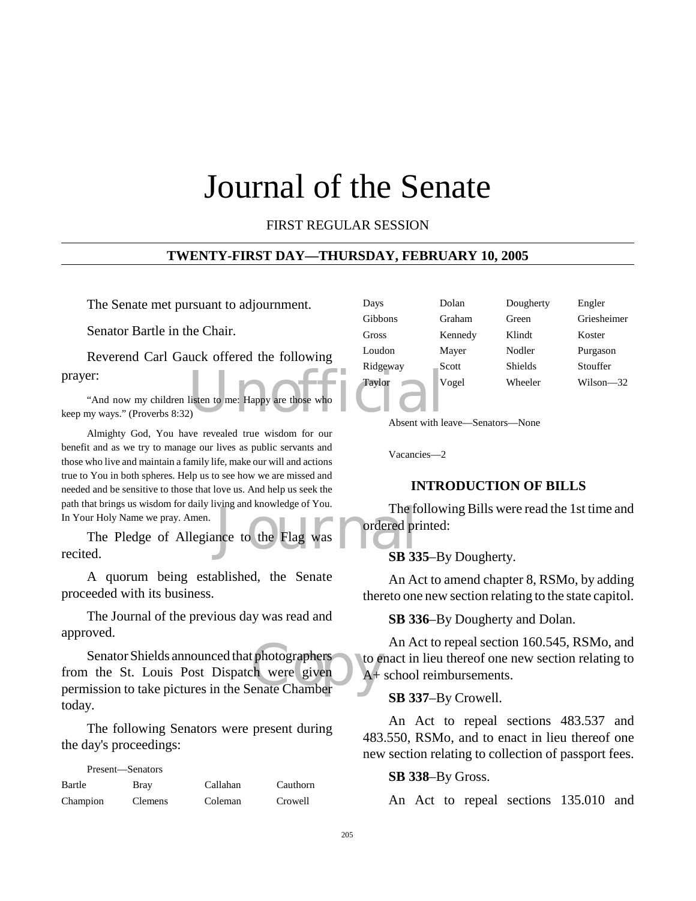# Journal of the Senate

FIRST REGULAR SESSION

## TWENTY-FIRST DAY—THURSDAY, FEBRUARY 10, 2005

The Senate met pursuant to adjournment.

Senator Bartle in the Chair.

Reverend Carl Gauck offered the following prayer:

"And now my children listen to me: Happy are those who keep my ways." (Proverbs 8:32)

Almighty God, You have revealed true wisdom for our benefit and as we try to manage our lives as public servants and those who live and maintain a family life, make our will and actions true to You in both spheres. Help us to see how we are missed and needed and be sensitive to those that love us. And help us seek the path that brings us wisdom for daily living and knowledge of You. In Your Holy Name we pray. Amen.

The Pledge of Allegiance to the Flag was recited.

A quorum being established, the Senate proceeded with its business.

The Journal of the previous day was read and approved.

Senator Shields announced that photographers from the St. Louis Post Dispatch were given permission to take pictures in the Senate Chamber today.

The following Senators were present during the day's proceedings:

Present—Senators

| | | | |
|---|---|---|---|
| Bartle | Bray | Callahan | Cauthorn |
| Champion | Clemens | Coleman | Crowell |
| Days | Dolan | Dougherty | Engler |
| Gibbons | Graham | Green | Griesheimer |
| Gross | Kennedy | Klindt | Koster |
| Loudon | Mayer | Nodler | Purgason |
| Ridgeway | Scott | Shields | Stouffer |
| Taylor | Vogel | Wheeler | Wilson—32 |

Absent with leave—Senators—None

Vacancies—2

### INTRODUCTION OF BILLS

The following Bills were read the 1st time and ordered printed:

**SB 335**–By Dougherty.

An Act to amend chapter 8, RSMo, by adding thereto one new section relating to the state capitol.

**SB 336**–By Dougherty and Dolan.

An Act to repeal section 160.545, RSMo, and to enact in lieu thereof one new section relating to A+ school reimbursements.

**SB 337**–By Crowell.

An Act to repeal sections 483.537 and 483.550, RSMo, and to enact in lieu thereof one new section relating to collection of passport fees.

**SB 338**–By Gross.

An Act to repeal sections 135.010 and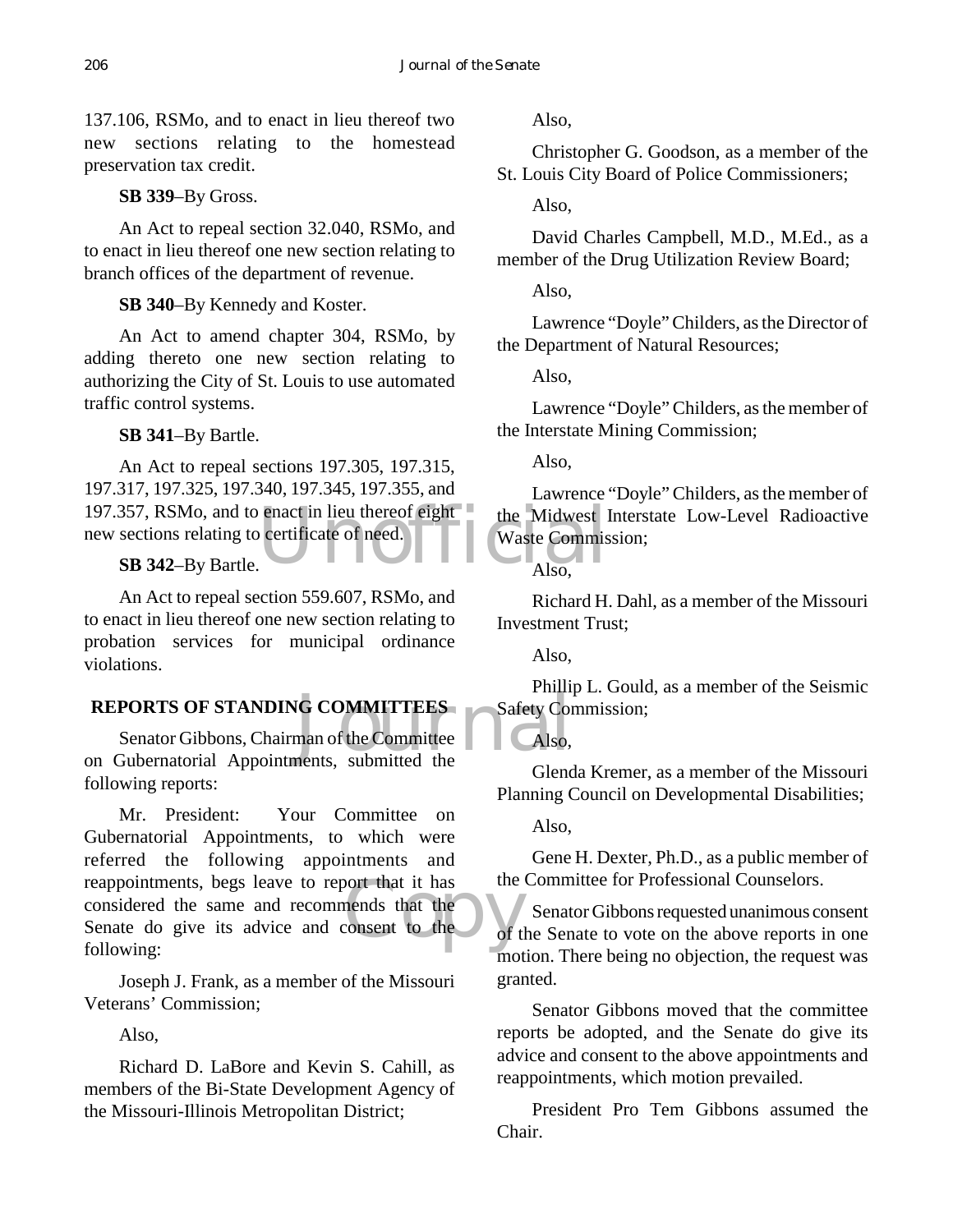137.106, RSMo, and to enact in lieu thereof two new sections relating to the homestead preservation tax credit.

**SB 339**–By Gross.

An Act to repeal section 32.040, RSMo, and to enact in lieu thereof one new section relating to branch offices of the department of revenue.

**SB 340**–By Kennedy and Koster.

An Act to amend chapter 304, RSMo, by adding thereto one new section relating to authorizing the City of St. Louis to use automated traffic control systems.

**SB 341**–By Bartle.

An Act to repeal sections 197.305, 197.315, 197.317, 197.325, 197.340, 197.345, 197.355, and 197.357, RSMo, and to enact in lieu thereof eight new sections relating to certificate of need.

**SB 342**–By Bartle.

An Act to repeal section 559.607, RSMo, and to enact in lieu thereof one new section relating to probation services for municipal ordinance violations.

## REPORTS OF STANDING COMMITTEES

Senator Gibbons, Chairman of the Committee on Gubernatorial Appointments, submitted the following reports:

Mr. President: Your Committee on Gubernatorial Appointments, to which were referred the following appointments and reappointments, begs leave to report that it has considered the same and recommends that the Senate do give its advice and consent to the following:

Joseph J. Frank, as a member of the Missouri Veterans' Commission;

Also,

Richard D. LaBore and Kevin S. Cahill, as members of the Bi-State Development Agency of the Missouri-Illinois Metropolitan District;

Also,

Christopher G. Goodson, as a member of the St. Louis City Board of Police Commissioners;

Also,

David Charles Campbell, M.D., M.Ed., as a member of the Drug Utilization Review Board;

Also,

Lawrence "Doyle" Childers, as the Director of the Department of Natural Resources;

Also,

Lawrence "Doyle" Childers, as the member of the Interstate Mining Commission;

Also,

Lawrence "Doyle" Childers, as the member of the Midwest Interstate Low-Level Radioactive Waste Commission;

Also,

Richard H. Dahl, as a member of the Missouri Investment Trust;

Also,

Phillip L. Gould, as a member of the Seismic Safety Commission;

Also,

Glenda Kremer, as a member of the Missouri Planning Council on Developmental Disabilities;

Also,

Gene H. Dexter, Ph.D., as a public member of the Committee for Professional Counselors.

Senator Gibbons requested unanimous consent of the Senate to vote on the above reports in one motion. There being no objection, the request was granted.

Senator Gibbons moved that the committee reports be adopted, and the Senate do give its advice and consent to the above appointments and reappointments, which motion prevailed.

President Pro Tem Gibbons assumed the Chair.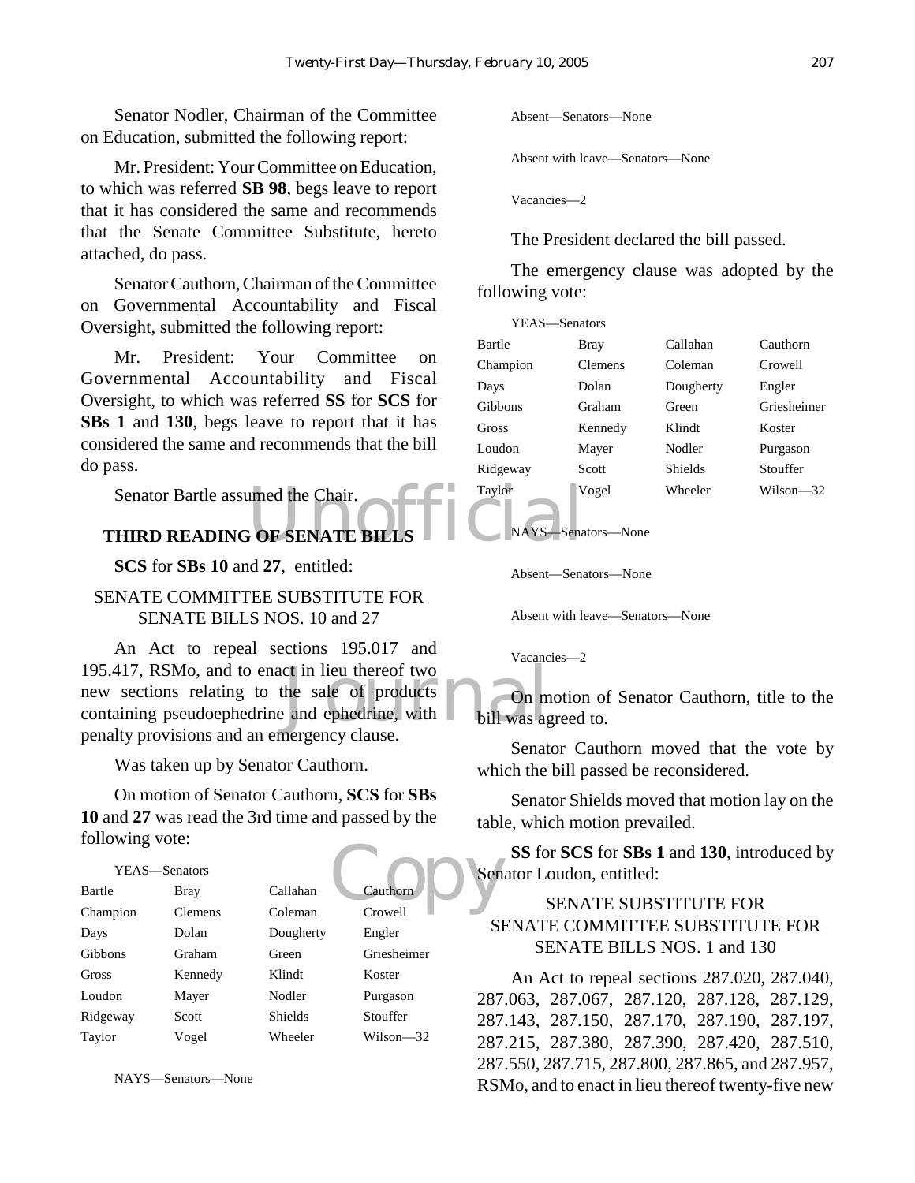Senator Nodler, Chairman of the Committee on Education, submitted the following report:

Mr. President: Your Committee on Education, to which was referred **SB 98**, begs leave to report that it has considered the same and recommends that the Senate Committee Substitute, hereto attached, do pass.

Senator Cauthorn, Chairman of the Committee on Governmental Accountability and Fiscal Oversight, submitted the following report:

Mr. President: Your Committee on Governmental Accountability and Fiscal Oversight, to which was referred **SS** for **SCS** for **SBs 1** and **130**, begs leave to report that it has considered the same and recommends that the bill do pass.

Senator Bartle assumed the Chair.

## THIRD READING OF SENATE BILLS

**SCS** for **SBs 10** and **27**, entitled:

SENATE COMMITTEE SUBSTITUTE FOR SENATE BILLS NOS. 10 and 27

An Act to repeal sections 195.017 and 195.417, RSMo, and to enact in lieu thereof two new sections relating to the sale of products containing pseudoephedrine and ephedrine, with penalty provisions and an emergency clause.

Was taken up by Senator Cauthorn.

On motion of Senator Cauthorn, **SCS** for **SBs 10** and **27** was read the 3rd time and passed by the following vote:

YEAS—Senators

| | | | |
|---|---|---|---|
| Bartle | Bray | Callahan | Cauthorn |
| Champion | Clemens | Coleman | Crowell |
| Days | Dolan | Dougherty | Engler |
| Gibbons | Graham | Green | Griesheimer |
| Gross | Kennedy | Klindt | Koster |
| Loudon | Mayer | Nodler | Purgason |
| Ridgeway | Scott | Shields | Stouffer |
| Taylor | Vogel | Wheeler | Wilson—32 |

NAYS—Senators—None

Absent—Senators—None

Absent with leave—Senators—None

Vacancies—2

The President declared the bill passed.

The emergency clause was adopted by the following vote:

YEAS—Senators

| | | | |
|---|---|---|---|
| Bartle | Bray | Callahan | Cauthorn |
| Champion | Clemens | Coleman | Crowell |
| Days | Dolan | Dougherty | Engler |
| Gibbons | Graham | Green | Griesheimer |
| Gross | Kennedy | Klindt | Koster |
| Loudon | Mayer | Nodler | Purgason |
| Ridgeway | Scott | Shields | Stouffer |
| Taylor | Vogel | Wheeler | Wilson—32 |

NAYS—Senators—None

Absent—Senators—None

Absent with leave—Senators—None

Vacancies—2

On motion of Senator Cauthorn, title to the bill was agreed to.

Senator Cauthorn moved that the vote by which the bill passed be reconsidered.

Senator Shields moved that motion lay on the table, which motion prevailed.

**SS** for **SCS** for **SBs 1** and **130**, introduced by Senator Loudon, entitled:

SENATE SUBSTITUTE FOR SENATE COMMITTEE SUBSTITUTE FOR SENATE BILLS NOS. 1 and 130

An Act to repeal sections 287.020, 287.040, 287.063, 287.067, 287.120, 287.128, 287.129, 287.143, 287.150, 287.170, 287.190, 287.197, 287.215, 287.380, 287.390, 287.420, 287.510, 287.550, 287.715, 287.800, 287.865, and 287.957, RSMo, and to enact in lieu thereof twenty-five new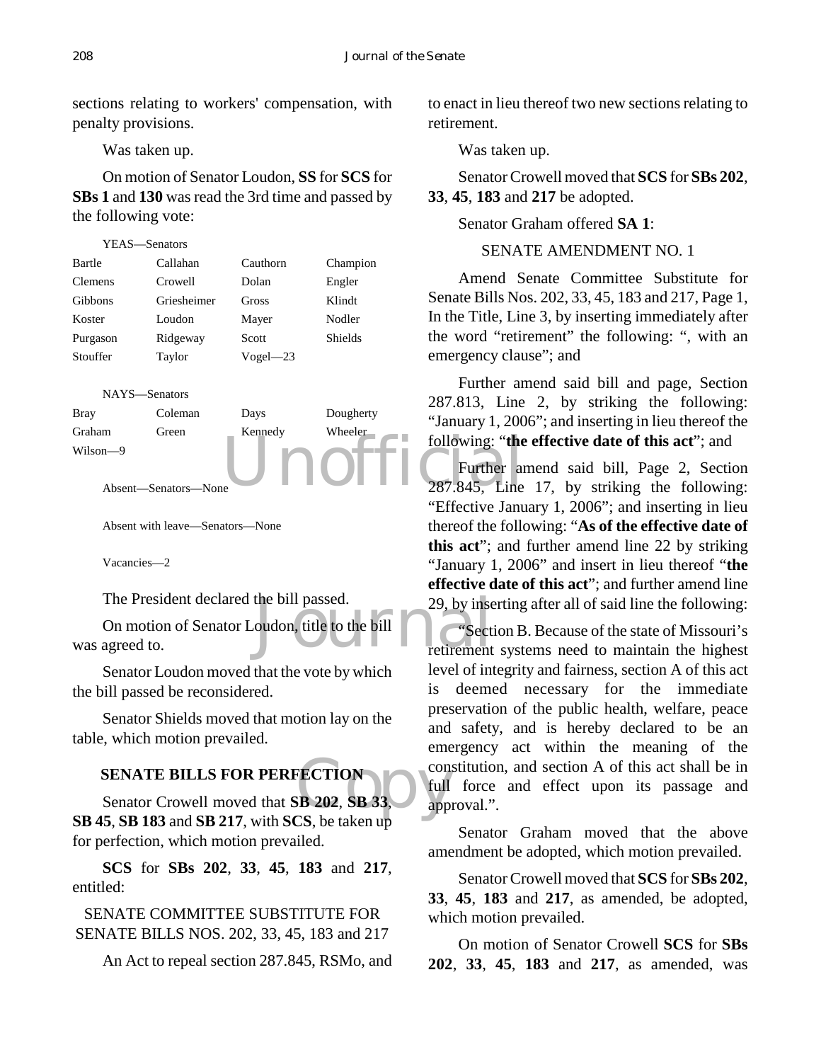sections relating to workers' compensation, with penalty provisions.

Was taken up.

On motion of Senator Loudon, **SS** for **SCS** for **SBs 1** and **130** was read the 3rd time and passed by the following vote:

YEAS—Senators

| | | | |
|---|---|---|---|
| Bartle | Callahan | Cauthorn | Champion |
| Clemens | Crowell | Dolan | Engler |
| Gibbons | Griesheimer | Gross | Klindt |
| Koster | Loudon | Mayer | Nodler |
| Purgason | Ridgeway | Scott | Shields |
| Stouffer | Taylor | Vogel—23 | |

NAYS—Senators

| | | | |
|---|---|---|---|
| Bray | Coleman | Days | Dougherty |
| Graham | Green | Kennedy | Wheeler |
| Wilson—9 | | | |

Absent—Senators—None

Absent with leave—Senators—None

Vacancies—2

The President declared the bill passed.

On motion of Senator Loudon, title to the bill was agreed to.

Senator Loudon moved that the vote by which the bill passed be reconsidered.

Senator Shields moved that motion lay on the table, which motion prevailed.

## SENATE BILLS FOR PERFECTION

Senator Crowell moved that **SB 202**, **SB 33**, **SB 45**, **SB 183** and **SB 217**, with **SCS**, be taken up for perfection, which motion prevailed.

**SCS** for **SBs 202**, **33**, **45**, **183** and **217**, entitled:

SENATE COMMITTEE SUBSTITUTE FOR SENATE BILLS NOS. 202, 33, 45, 183 and 217

An Act to repeal section 287.845, RSMo, and to enact in lieu thereof two new sections relating to retirement.

Was taken up.

Senator Crowell moved that **SCS** for **SBs 202**, **33**, **45**, **183** and **217** be adopted.

Senator Graham offered **SA 1**:

SENATE AMENDMENT NO. 1

Amend Senate Committee Substitute for Senate Bills Nos. 202, 33, 45, 183 and 217, Page 1, In the Title, Line 3, by inserting immediately after the word "retirement" the following: ", with an emergency clause"; and

Further amend said bill and page, Section 287.813, Line 2, by striking the following: "January 1, 2006"; and inserting in lieu thereof the following: "**the effective date of this act**"; and

Further amend said bill, Page 2, Section 287.845, Line 17, by striking the following: "Effective January 1, 2006"; and inserting in lieu thereof the following: "**As of the effective date of this act**"; and further amend line 22 by striking "January 1, 2006" and insert in lieu thereof "**the effective date of this act**"; and further amend line 29, by inserting after all of said line the following:

"Section B. Because of the state of Missouri's retirement systems need to maintain the highest level of integrity and fairness, section A of this act is deemed necessary for the immediate preservation of the public health, welfare, peace and safety, and is hereby declared to be an emergency act within the meaning of the constitution, and section A of this act shall be in full force and effect upon its passage and approval.".

Senator Graham moved that the above amendment be adopted, which motion prevailed.

Senator Crowell moved that **SCS** for **SBs 202**, **33**, **45**, **183** and **217**, as amended, be adopted, which motion prevailed.

On motion of Senator Crowell **SCS** for **SBs 202**, **33**, **45**, **183** and **217**, as amended, was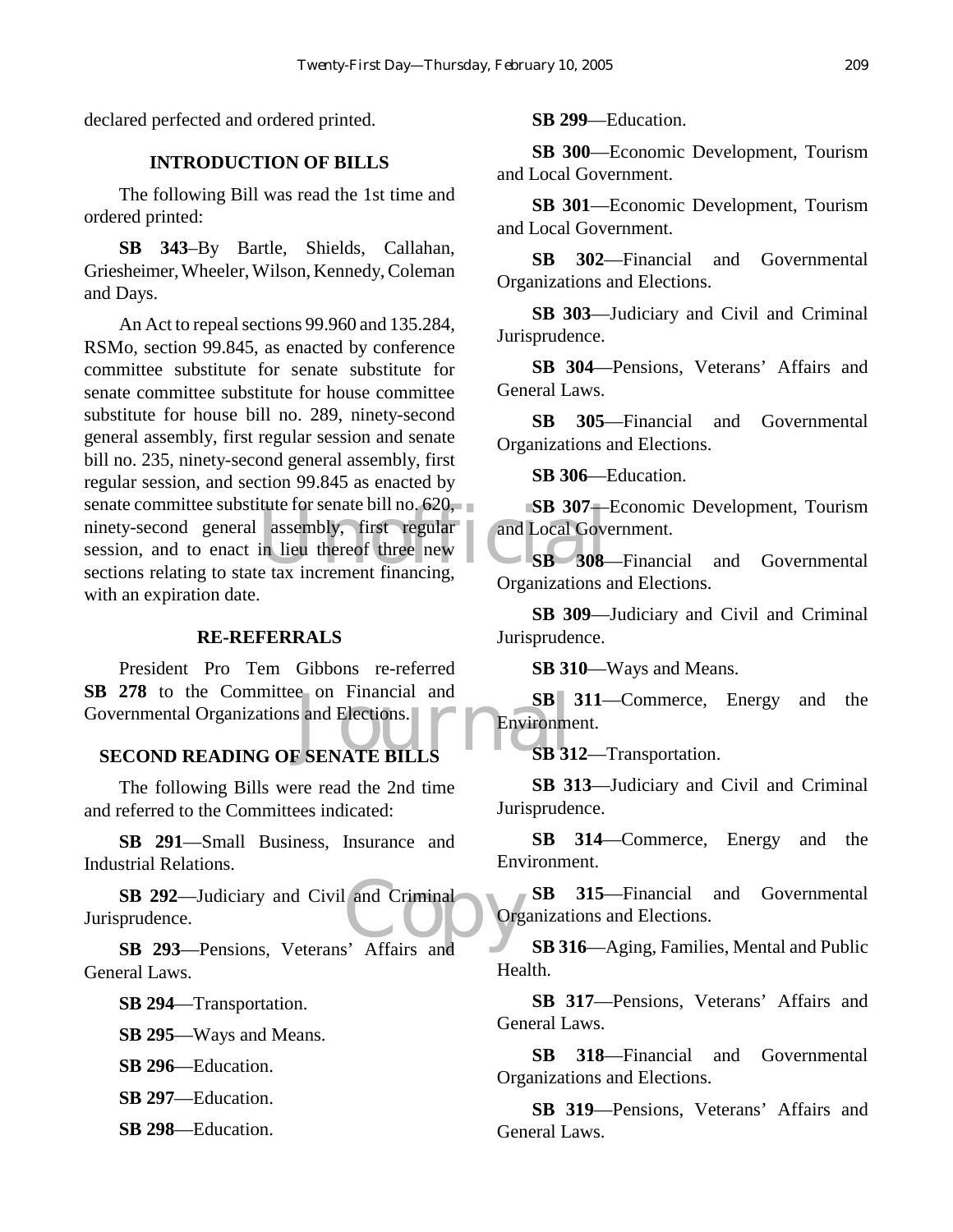declared perfected and ordered printed.

## INTRODUCTION OF BILLS

The following Bill was read the 1st time and ordered printed:

**SB 343**–By Bartle, Shields, Callahan, Griesheimer, Wheeler, Wilson, Kennedy, Coleman and Days.

An Act to repeal sections 99.960 and 135.284, RSMo, section 99.845, as enacted by conference committee substitute for senate substitute for senate committee substitute for house committee substitute for house bill no. 289, ninety-second general assembly, first regular session and senate bill no. 235, ninety-second general assembly, first regular session, and section 99.845 as enacted by senate committee substitute for senate bill no. 620, ninety-second general assembly, first regular session, and to enact in lieu thereof three new sections relating to state tax increment financing, with an expiration date.

## RE-REFERRALS

President Pro Tem Gibbons re-referred **SB 278** to the Committee on Financial and Governmental Organizations and Elections.

## SECOND READING OF SENATE BILLS

The following Bills were read the 2nd time and referred to the Committees indicated:

**SB 291**—Small Business, Insurance and Industrial Relations.

**SB 292**—Judiciary and Civil and Criminal Jurisprudence.

**SB 293**—Pensions, Veterans' Affairs and General Laws.

**SB 294**—Transportation.

**SB 295**—Ways and Means.

**SB 296**—Education.

**SB 297**—Education.

**SB 298**—Education.

**SB 299**—Education.

**SB 300**—Economic Development, Tourism and Local Government.

**SB 301**—Economic Development, Tourism and Local Government.

**SB 302**—Financial and Governmental Organizations and Elections.

**SB 303**—Judiciary and Civil and Criminal Jurisprudence.

**SB 304**—Pensions, Veterans' Affairs and General Laws.

**SB 305**—Financial and Governmental Organizations and Elections.

**SB 306**—Education.

**SB 307**—Economic Development, Tourism and Local Government.

**SB 308**—Financial and Governmental Organizations and Elections.

**SB 309**—Judiciary and Civil and Criminal Jurisprudence.

**SB 310**—Ways and Means.

**SB 311**—Commerce, Energy and the Environment.

**SB 312**—Transportation.

**SB 313**—Judiciary and Civil and Criminal Jurisprudence.

**SB 314**—Commerce, Energy and the Environment.

**SB 315**—Financial and Governmental Organizations and Elections.

**SB 316**—Aging, Families, Mental and Public Health.

**SB 317**—Pensions, Veterans' Affairs and General Laws.

**SB 318**—Financial and Governmental Organizations and Elections.

**SB 319**—Pensions, Veterans' Affairs and General Laws.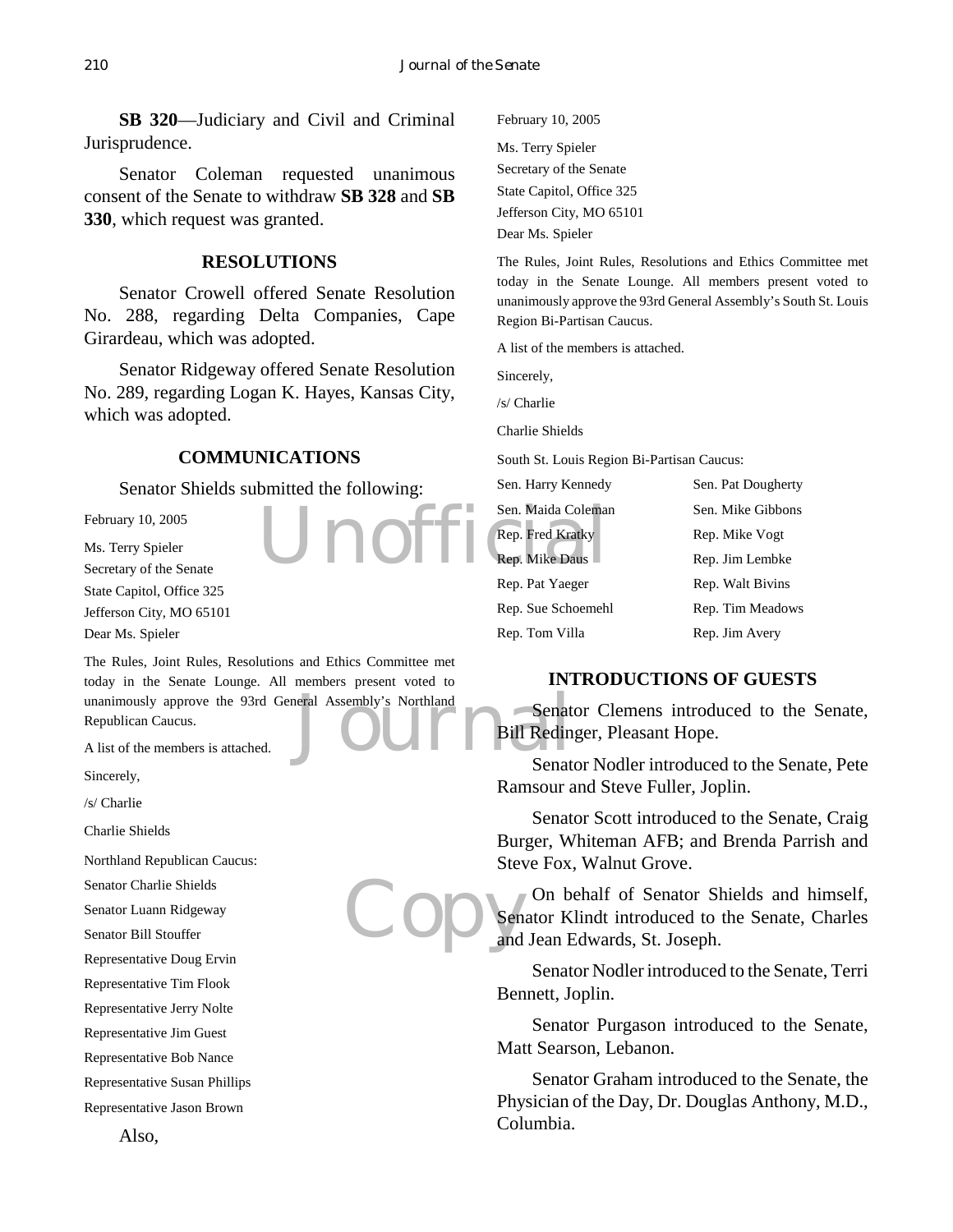**SB 320**—Judiciary and Civil and Criminal Jurisprudence.

Senator Coleman requested unanimous consent of the Senate to withdraw **SB 328** and **SB 330**, which request was granted.

## RESOLUTIONS

Senator Crowell offered Senate Resolution No. 288, regarding Delta Companies, Cape Girardeau, which was adopted.

Senator Ridgeway offered Senate Resolution No. 289, regarding Logan K. Hayes, Kansas City, which was adopted.

## COMMUNICATIONS

Senator Shields submitted the following:

February 10, 2005

Ms. Terry Spieler
Secretary of the Senate
State Capitol, Office 325
Jefferson City, MO 65101
Dear Ms. Spieler

The Rules, Joint Rules, Resolutions and Ethics Committee met today in the Senate Lounge. All members present voted to unanimously approve the 93rd General Assembly's Northland Republican Caucus.

A list of the members is attached.

Sincerely,

/s/ Charlie

Charlie Shields

Northland Republican Caucus:
Senator Charlie Shields
Senator Luann Ridgeway
Senator Bill Stouffer
Representative Doug Ervin
Representative Tim Flook
Representative Jerry Nolte
Representative Jim Guest
Representative Bob Nance
Representative Susan Phillips
Representative Jason Brown

Also,

February 10, 2005

Ms. Terry Spieler
Secretary of the Senate
State Capitol, Office 325
Jefferson City, MO 65101
Dear Ms. Spieler

The Rules, Joint Rules, Resolutions and Ethics Committee met today in the Senate Lounge. All members present voted to unanimously approve the 93rd General Assembly's South St. Louis Region Bi-Partisan Caucus.

A list of the members is attached.

Sincerely,

/s/ Charlie

Charlie Shields

South St. Louis Region Bi-Partisan Caucus:

| | |
|---|---|
| Sen. Harry Kennedy | Sen. Pat Dougherty |
| Sen. Maida Coleman | Sen. Mike Gibbons |
| Rep. Fred Kratky | Rep. Mike Vogt |
| Rep. Mike Daus | Rep. Jim Lembke |
| Rep. Pat Yaeger | Rep. Walt Bivins |
| Rep. Sue Schoemehl | Rep. Tim Meadows |
| Rep. Tom Villa | Rep. Jim Avery |

## INTRODUCTIONS OF GUESTS

Senator Clemens introduced to the Senate, Bill Redinger, Pleasant Hope.

Senator Nodler introduced to the Senate, Pete Ramsour and Steve Fuller, Joplin.

Senator Scott introduced to the Senate, Craig Burger, Whiteman AFB; and Brenda Parrish and Steve Fox, Walnut Grove.

On behalf of Senator Shields and himself, Senator Klindt introduced to the Senate, Charles and Jean Edwards, St. Joseph.

Senator Nodler introduced to the Senate, Terri Bennett, Joplin.

Senator Purgason introduced to the Senate, Matt Searson, Lebanon.

Senator Graham introduced to the Senate, the Physician of the Day, Dr. Douglas Anthony, M.D., Columbia.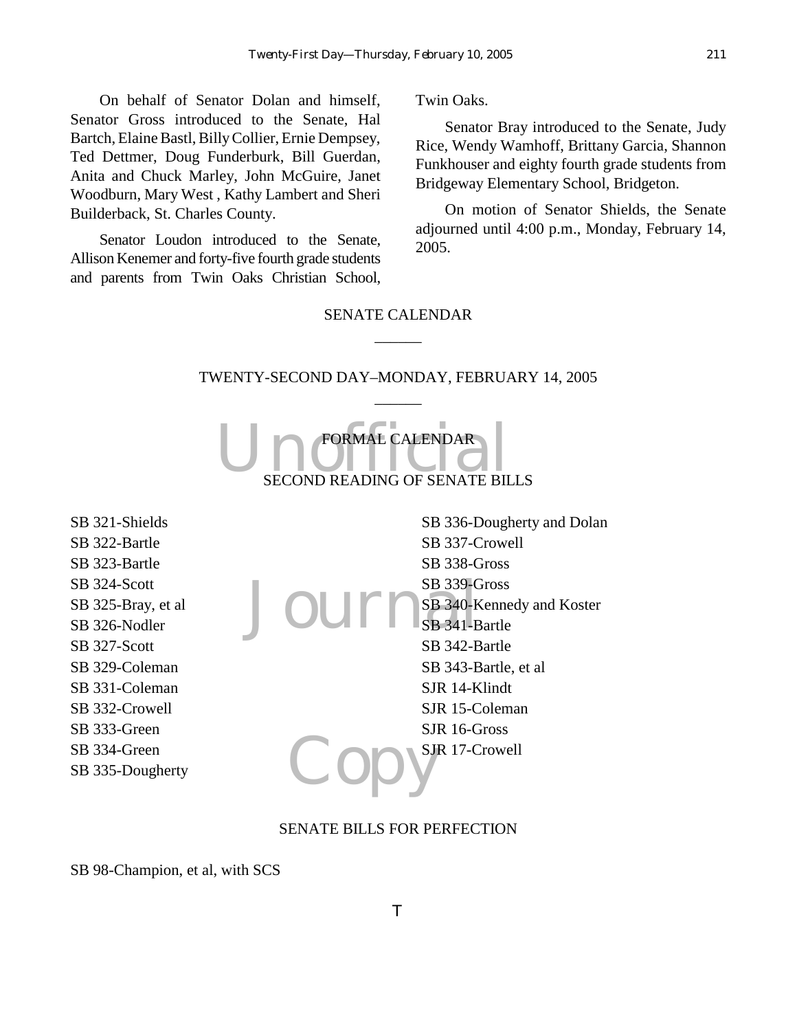On behalf of Senator Dolan and himself, Senator Gross introduced to the Senate, Hal Bartch, Elaine Bastl, Billy Collier, Ernie Dempsey, Ted Dettmer, Doug Funderburk, Bill Guerdan, Anita and Chuck Marley, John McGuire, Janet Woodburn, Mary West , Kathy Lambert and Sheri Builderback, St. Charles County.

Senator Loudon introduced to the Senate, Allison Kenemer and forty-five fourth grade students and parents from Twin Oaks Christian School, Twin Oaks.

Senator Bray introduced to the Senate, Judy Rice, Wendy Wamhoff, Brittany Garcia, Shannon Funkhouser and eighty fourth grade students from Bridgeway Elementary School, Bridgeton.

On motion of Senator Shields, the Senate adjourned until 4:00 p.m., Monday, February 14, 2005.

## SENATE CALENDAR

______

### TWENTY-SECOND DAY–MONDAY, FEBRUARY 14, 2005

______

### FORMAL CALENDAR

### SECOND READING OF SENATE BILLS

SB 321-Shields
SB 322-Bartle
SB 323-Bartle
SB 324-Scott
SB 325-Bray, et al
SB 326-Nodler
SB 327-Scott
SB 329-Coleman
SB 331-Coleman
SB 332-Crowell
SB 333-Green
SB 334-Green
SB 335-Dougherty
SB 336-Dougherty and Dolan
SB 337-Crowell
SB 338-Gross
SB 339-Gross
SB 340-Kennedy and Koster
SB 341-Bartle
SB 342-Bartle
SB 343-Bartle, et al
SJR 14-Klindt
SJR 15-Coleman
SJR 16-Gross
SJR 17-Crowell

### SENATE BILLS FOR PERFECTION

SB 98-Champion, et al, with SCS

T